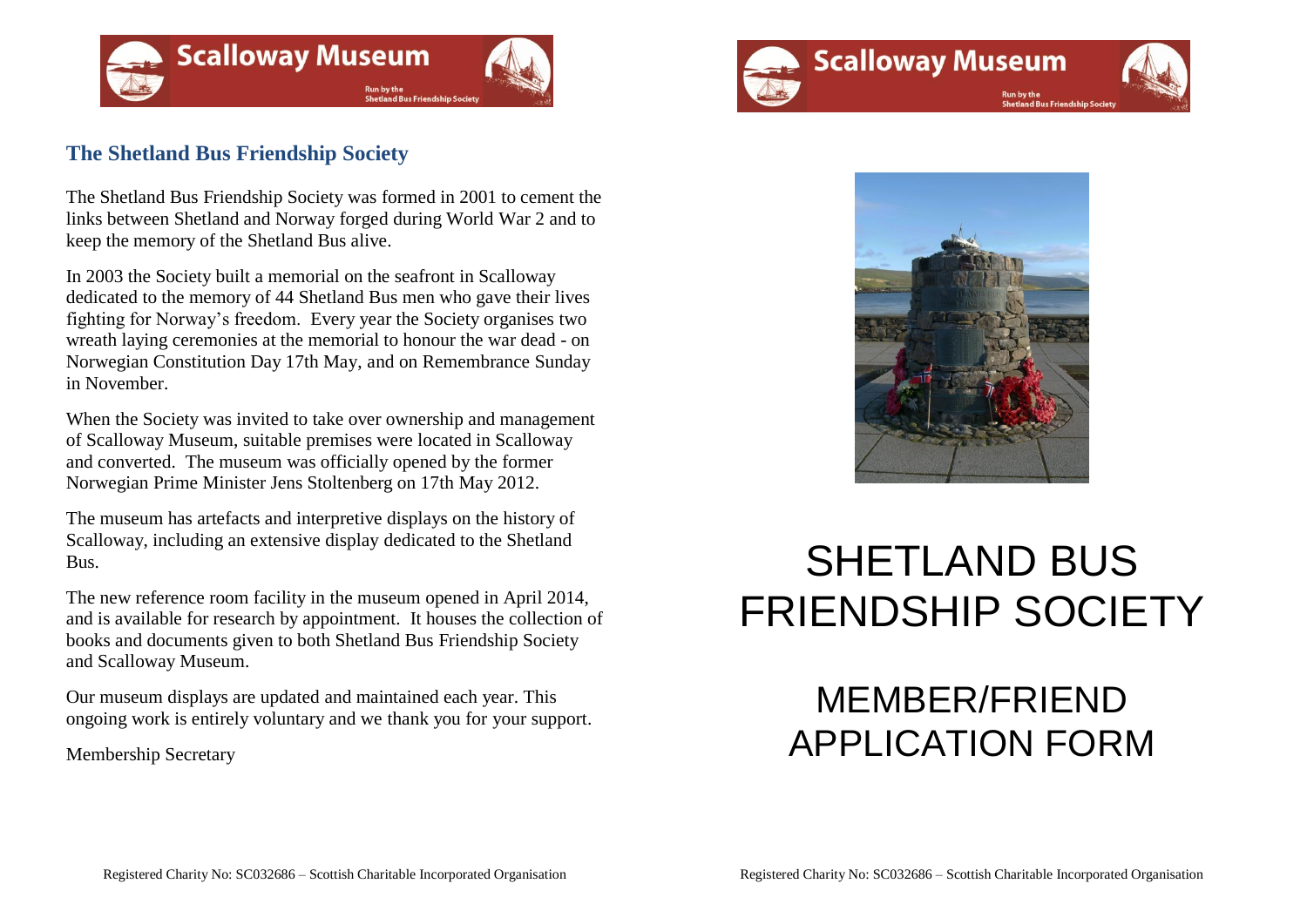## The Shetland Bus Friendship Society

The Shetland Bus Friendship Society was formed in 2001 to cement the links between Shetland and Norway forged during World War 2 and to keep the memory of the Shetland Bus alive.

In 2003 the Society built a memorial on the seafront in Scalloway dedicated to the memory of 44 Shetland Bus men who gave their lives fighting for Norway's freedom. Every year the Society organises two wreath laying ceremonies at the memorial to honour the war dead - on Norwegian Constitution Day 17th May, and on Remembrance Sunday in November.

When the Society was invited to take over ownership and management of Scalloway Museum, suitable premises were located in Scalloway and converted. The museum was officially opened by the former Norwegian Prime Minister Jens Stoltenberg on 17th May 2012.

The museum has artefacts and interpretive displays on the history of Scalloway, including an extensive display dedicated to the Shetland Bus.

The new reference room facility in the museum opened in April 2014, and is available for research by appointment. It houses the collection of books and documents given to both Shetland Bus Friendship Society and Scalloway Museum.

Our museum displays are updated and maintained each year. This ongoing work is entirely voluntary and we thank you for your support.

Membership Secretary

Registered Charity No: SC032686 – Scottish Charitable Incorporated Organisation

# SHETLAND BUS FRIENDSHIP SOCIETY

## MEMBER/FRIEND APPLICATION FORM

Registered Charity No: SC032686 – Scottish Charitable Incorporated Organisation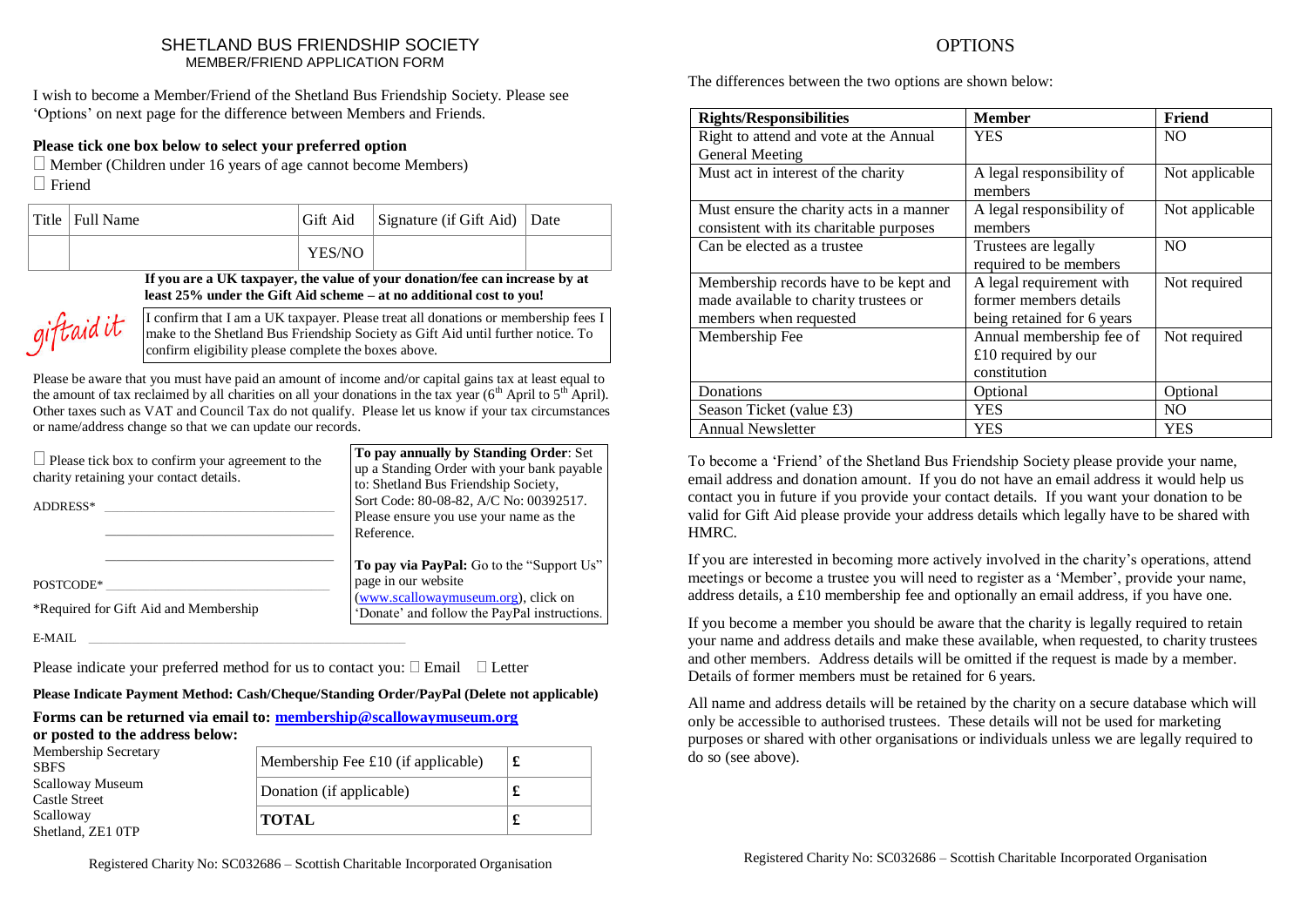# SHETLAND BUS FRIENDSHIP SOCIETY
## MEMBER/FRIEND APPLICATION FORM

I wish to become a Member/Friend of the Shetland Bus Friendship Society. Please see 'Options' on next page for the difference between Members and Friends.

**Please tick one box below to select your preferred option**

☐ Member (Children under 16 years of age cannot become Members)
☐ Friend

| Title | Full Name | Gift Aid | Signature (if Gift Aid) | Date |
|---|---|---|---|---|
| | | YES/NO | | |

**If you are a UK taxpayer, the value of your donation/fee can increase by at least 25% under the Gift Aid scheme – at no additional cost to you!**

giftaid it

I confirm that I am a UK taxpayer. Please treat all donations or membership fees I make to the Shetland Bus Friendship Society as Gift Aid until further notice. To confirm eligibility please complete the boxes above.

Please be aware that you must have paid an amount of income and/or capital gains tax at least equal to the amount of tax reclaimed by all charities on all your donations in the tax year (6th April to 5th April). Other taxes such as VAT and Council Tax do not qualify. Please let us know if your tax circumstances or name/address change so that we can update our records.

☐ Please tick box to confirm your agreement to the charity retaining your contact details.

ADDRESS* ________________________________

________________________________

________________________________

POSTCODE* ________________________________

*Required for Gift Aid and Membership

**To pay annually by Standing Order**: Set up a Standing Order with your bank payable to: Shetland Bus Friendship Society, Sort Code: 80-08-82, A/C No: 00392517. Please ensure you use your name as the Reference.

**To pay via PayPal:** Go to the "Support Us" page in our website (www.scallowaymuseum.org), click on 'Donate' and follow the PayPal instructions.

E-MAIL ________________________________

Please indicate your preferred method for us to contact you: ☐ Email ☐ Letter

**Please Indicate Payment Method: Cash/Cheque/Standing Order/PayPal (Delete not applicable)**

**Forms can be returned via email to: membership@scallowaymuseum.org**
**or posted to the address below:**

Membership Secretary
SBFS
Scalloway Museum
Castle Street
Scalloway
Shetland, ZE1 0TP

| | |
|---|---|
| Membership Fee £10 (if applicable) | £ |
| Donation (if applicable) | £ |
| **TOTAL** | £ |

Registered Charity No: SC032686 – Scottish Charitable Incorporated Organisation

# OPTIONS

The differences between the two options are shown below:

| Rights/Responsibilities | Member | Friend |
|---|---|---|
| Right to attend and vote at the Annual General Meeting | YES | NO |
| Must act in interest of the charity | A legal responsibility of members | Not applicable |
| Must ensure the charity acts in a manner consistent with its charitable purposes | A legal responsibility of members | Not applicable |
| Can be elected as a trustee | Trustees are legally required to be members | NO |
| Membership records have to be kept and made available to charity trustees or members when requested | A legal requirement with former members details being retained for 6 years | Not required |
| Membership Fee | Annual membership fee of £10 required by our constitution | Not required |
| Donations | Optional | Optional |
| Season Ticket (value £3) | YES | NO |
| Annual Newsletter | YES | YES |

To become a 'Friend' of the Shetland Bus Friendship Society please provide your name, email address and donation amount. If you do not have an email address it would help us contact you in future if you provide your contact details. If you want your donation to be valid for Gift Aid please provide your address details which legally have to be shared with HMRC.

If you are interested in becoming more actively involved in the charity's operations, attend meetings or become a trustee you will need to register as a 'Member', provide your name, address details, a £10 membership fee and optionally an email address, if you have one.

If you become a member you should be aware that the charity is legally required to retain your name and address details and make these available, when requested, to charity trustees and other members. Address details will be omitted if the request is made by a member. Details of former members must be retained for 6 years.

All name and address details will be retained by the charity on a secure database which will only be accessible to authorised trustees. These details will not be used for marketing purposes or shared with other organisations or individuals unless we are legally required to do so (see above).

Registered Charity No: SC032686 – Scottish Charitable Incorporated Organisation